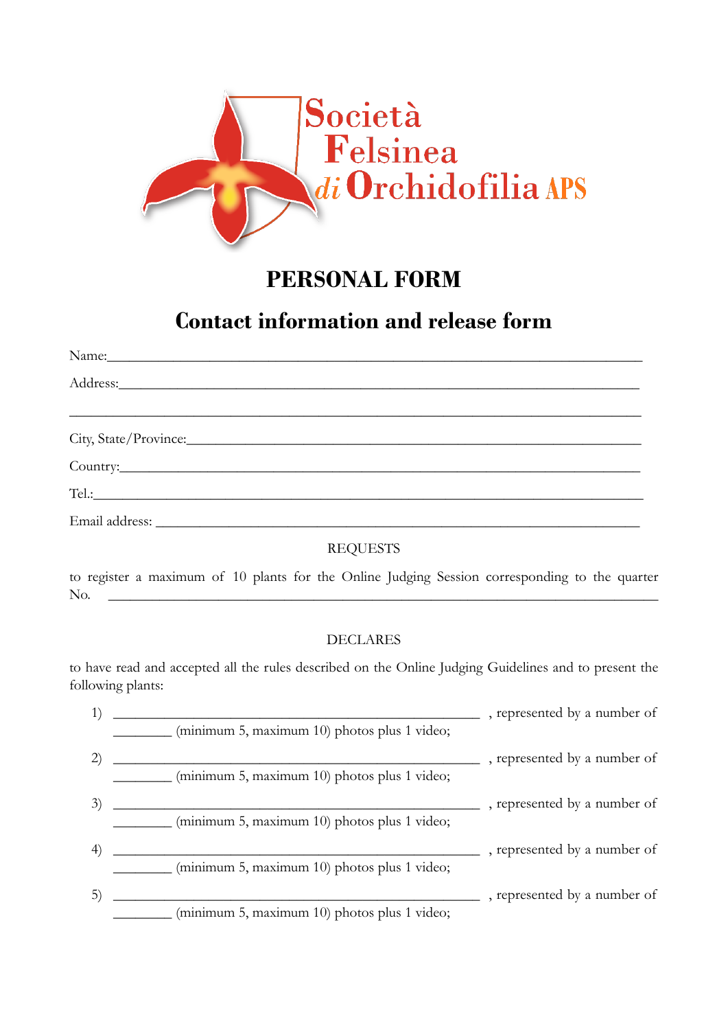Società Felsinea di Orchidofilia APS

# PERSONAL FORM

## Contact information and release form

Name:_______________________________________________________________________

Address:_____________________________________________________________________

_____________________________________________________________________________

City, State/Province:__________________________________________________________

Country:_____________________________________________________________________

Tel.:_________________________________________________________________________

Email address: _______________________________________________________________

REQUESTS

to register a maximum of 10 plants for the Online Judging Session corresponding to the quarter No. _______________________________________________________________________

DECLARES

to have read and accepted all the rules described on the Online Judging Guidelines and to present the following plants:

1) ____________________________________________ , represented by a number of ________ (minimum 5, maximum 10) photos plus 1 video;

2) ____________________________________________ , represented by a number of ________ (minimum 5, maximum 10) photos plus 1 video;

3) ____________________________________________ , represented by a number of ________ (minimum 5, maximum 10) photos plus 1 video;

4) ____________________________________________ , represented by a number of ________ (minimum 5, maximum 10) photos plus 1 video;

5) ____________________________________________ , represented by a number of ________ (minimum 5, maximum 10) photos plus 1 video;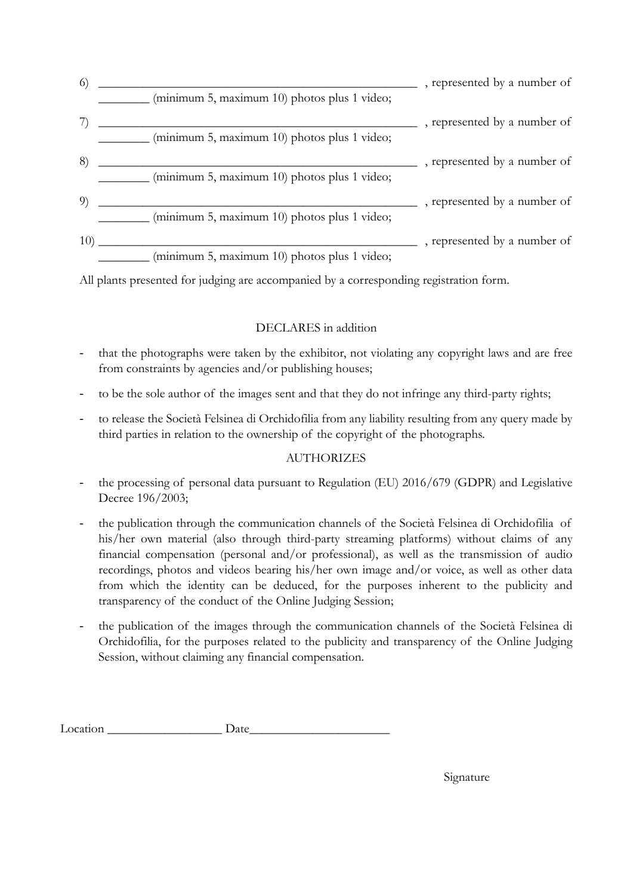6) ________________________________________________ , represented by a number of ________ (minimum 5, maximum 10) photos plus 1 video;

7) ________________________________________________ , represented by a number of ________ (minimum 5, maximum 10) photos plus 1 video;

8) ________________________________________________ , represented by a number of ________ (minimum 5, maximum 10) photos plus 1 video;

9) ________________________________________________ , represented by a number of ________ (minimum 5, maximum 10) photos plus 1 video;

10) ________________________________________________ , represented by a number of ________ (minimum 5, maximum 10) photos plus 1 video;

All plants presented for judging are accompanied by a corresponding registration form.

DECLARES in addition

- that the photographs were taken by the exhibitor, not violating any copyright laws and are free from constraints by agencies and/or publishing houses;
- to be the sole author of the images sent and that they do not infringe any third-party rights;
- to release the Società Felsinea di Orchidofilia from any liability resulting from any query made by third parties in relation to the ownership of the copyright of the photographs.

AUTHORIZES

- the processing of personal data pursuant to Regulation (EU) 2016/679 (GDPR) and Legislative Decree 196/2003;
- the publication through the communication channels of the Società Felsinea di Orchidofilia of his/her own material (also through third-party streaming platforms) without claims of any financial compensation (personal and/or professional), as well as the transmission of audio recordings, photos and videos bearing his/her own image and/or voice, as well as other data from which the identity can be deduced, for the purposes inherent to the publicity and transparency of the conduct of the Online Judging Session;
- the publication of the images through the communication channels of the Società Felsinea di Orchidofilia, for the purposes related to the publicity and transparency of the Online Judging Session, without claiming any financial compensation.

Location __________________ Date______________________

Signature